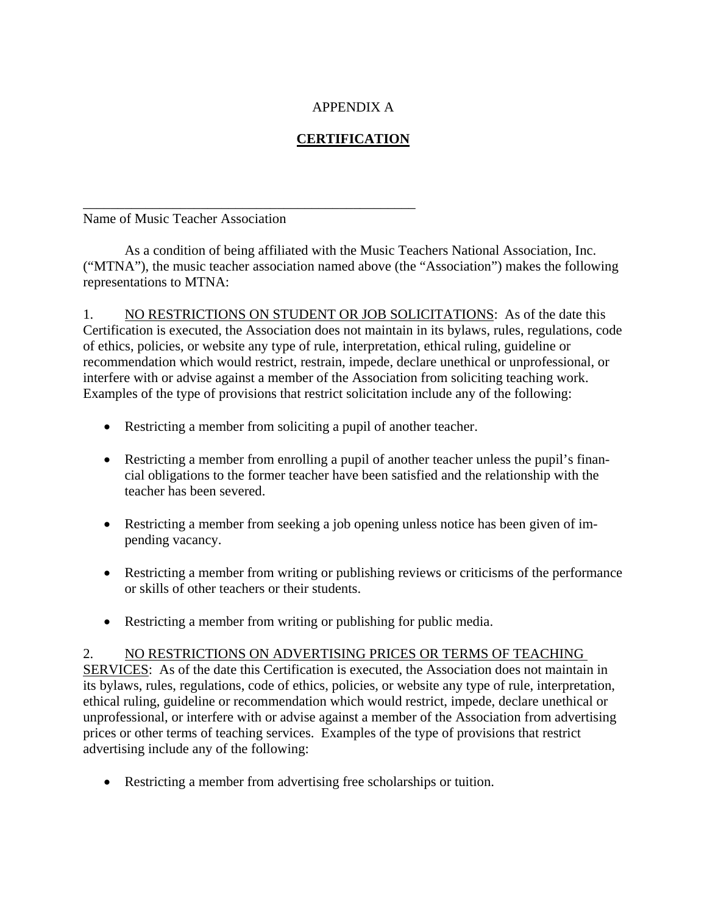APPENDIX A

# CERTIFICATION

\_\_\_\_\_\_\_\_\_\_\_\_\_\_\_\_\_\_\_\_\_\_\_\_\_\_\_\_\_\_\_\_\_\_\_\_\_\_\_\_\_\_\_\_\_\_\_\_\_\_\_\_

Name of Music Teacher Association

As a condition of being affiliated with the Music Teachers National Association, Inc. ("MTNA"), the music teacher association named above (the "Association") makes the following representations to MTNA:

1. <u>NO RESTRICTIONS ON STUDENT OR JOB SOLICITATIONS</u>: As of the date this Certification is executed, the Association does not maintain in its bylaws, rules, regulations, code of ethics, policies, or website any type of rule, interpretation, ethical ruling, guideline or recommendation which would restrict, restrain, impede, declare unethical or unprofessional, or interfere with or advise against a member of the Association from soliciting teaching work. Examples of the type of provisions that restrict solicitation include any of the following:

- Restricting a member from soliciting a pupil of another teacher.
- Restricting a member from enrolling a pupil of another teacher unless the pupil's financial obligations to the former teacher have been satisfied and the relationship with the teacher has been severed.
- Restricting a member from seeking a job opening unless notice has been given of impending vacancy.
- Restricting a member from writing or publishing reviews or criticisms of the performance or skills of other teachers or their students.
- Restricting a member from writing or publishing for public media.

2. <u>NO RESTRICTIONS ON ADVERTISING PRICES OR TERMS OF TEACHING SERVICES</u>: As of the date this Certification is executed, the Association does not maintain in its bylaws, rules, regulations, code of ethics, policies, or website any type of rule, interpretation, ethical ruling, guideline or recommendation which would restrict, impede, declare unethical or unprofessional, or interfere with or advise against a member of the Association from advertising prices or other terms of teaching services. Examples of the type of provisions that restrict advertising include any of the following:

- Restricting a member from advertising free scholarships or tuition.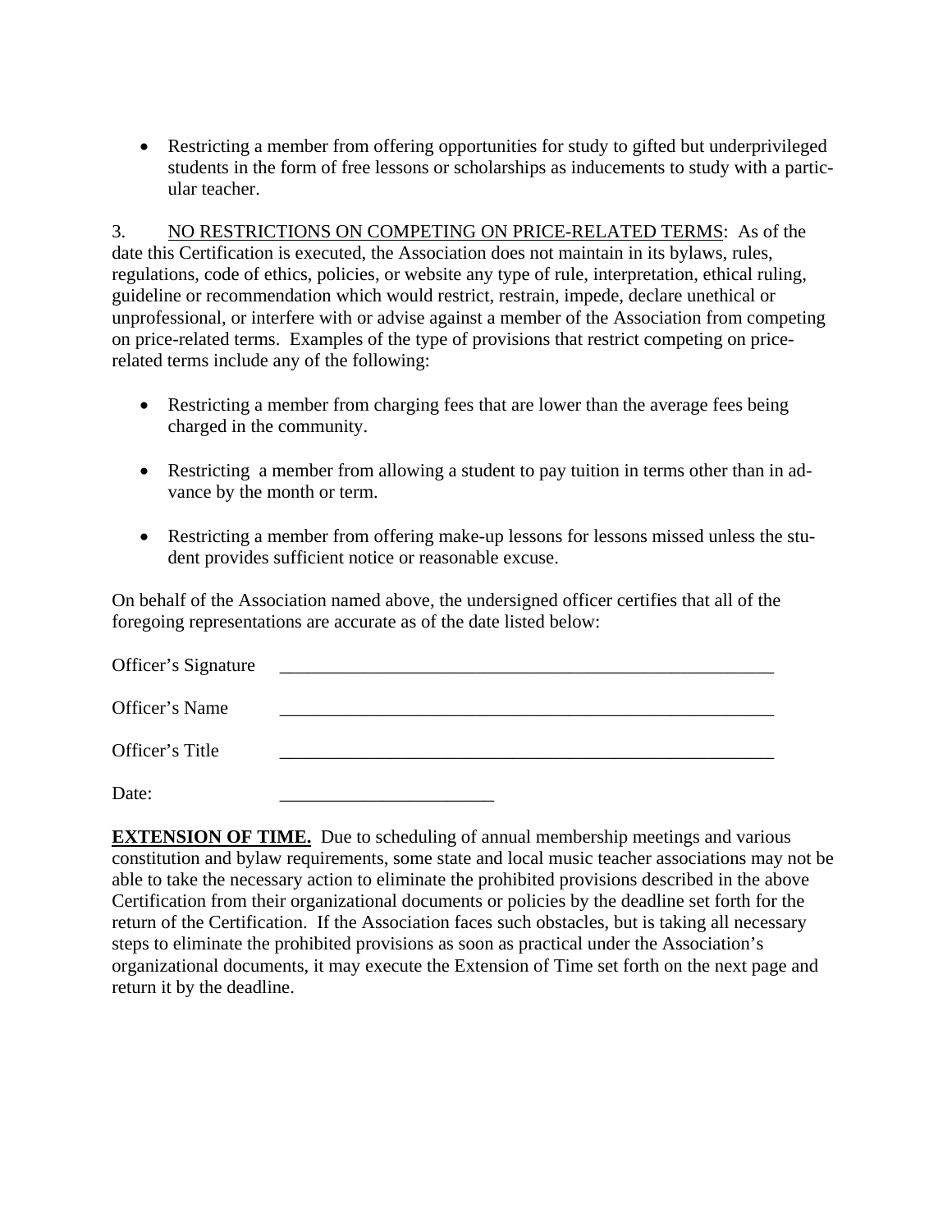- Restricting a member from offering opportunities for study to gifted but underprivileged students in the form of free lessons or scholarships as inducements to study with a particular teacher.

3. NO RESTRICTIONS ON COMPETING ON PRICE-RELATED TERMS: As of the date this Certification is executed, the Association does not maintain in its bylaws, rules, regulations, code of ethics, policies, or website any type of rule, interpretation, ethical ruling, guideline or recommendation which would restrict, restrain, impede, declare unethical or unprofessional, or interfere with or advise against a member of the Association from competing on price-related terms. Examples of the type of provisions that restrict competing on price-related terms include any of the following:

- Restricting a member from charging fees that are lower than the average fees being charged in the community.

- Restricting a member from allowing a student to pay tuition in terms other than in advance by the month or term.

- Restricting a member from offering make-up lessons for lessons missed unless the student provides sufficient notice or reasonable excuse.

On behalf of the Association named above, the undersigned officer certifies that all of the foregoing representations are accurate as of the date listed below:

Officer's Signature ______________________________________________________

Officer's Name ______________________________________________________

Officer's Title ______________________________________________________

Date: ______________________

**EXTENSION OF TIME.** Due to scheduling of annual membership meetings and various constitution and bylaw requirements, some state and local music teacher associations may not be able to take the necessary action to eliminate the prohibited provisions described in the above Certification from their organizational documents or policies by the deadline set forth for the return of the Certification. If the Association faces such obstacles, but is taking all necessary steps to eliminate the prohibited provisions as soon as practical under the Association's organizational documents, it may execute the Extension of Time set forth on the next page and return it by the deadline.